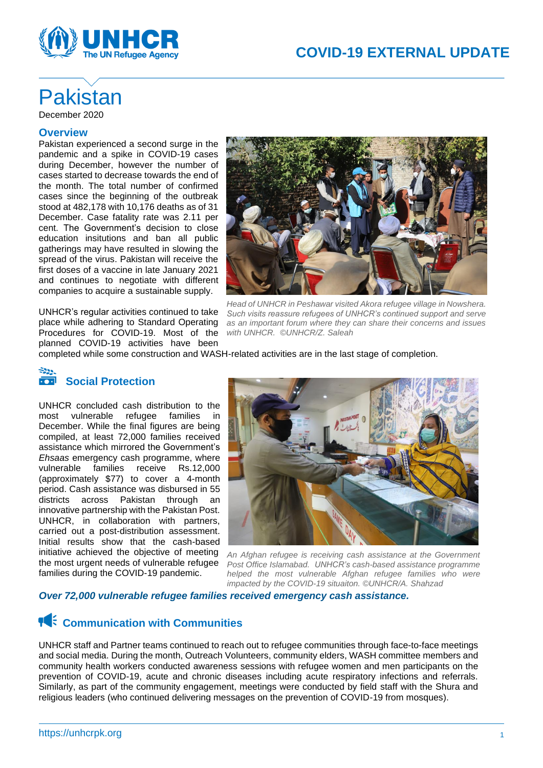# COVID-19 EXTERNAL UPDATE

# Pakistan

December 2020

## Overview

Pakistan experienced a second surge in the pandemic and a spike in COVID-19 cases during December, however the number of cases started to decrease towards the end of the month. The total number of confirmed cases since the beginning of the outbreak stood at 482,178 with 10,176 deaths as of 31 December. Case fatality rate was 2.11 per cent. The Government's decision to close education insitutions and ban all public gatherings may have resulted in slowing the spread of the virus. Pakistan will receive the first doses of a vaccine in late January 2021 and continues to negotiate with different companies to acquire a sustainable supply.

*Head of UNHCR in Peshawar visited Akora refugee village in Nowshera. Such visits reassure refugees of UNHCR's continued support and serve as an important forum where they can share their concerns and issues with UNHCR. ©UNHCR/Z. Saleah*

UNHCR's regular activities continued to take place while adhering to Standard Operating Procedures for COVID-19. Most of the planned COVID-19 activities have been completed while some construction and WASH-related activities are in the last stage of completion.

## Social Protection

UNHCR concluded cash distribution to the most vulnerable refugee families in December. While the final figures are being compiled, at least 72,000 families received assistance which mirrored the Government's *Ehsaas* emergency cash programme, where vulnerable families receive Rs.12,000 (approximately $77) to cover a 4-month period. Cash assistance was disbursed in 55 districts across Pakistan through an innovative partnership with the Pakistan Post. UNHCR, in collaboration with partners, carried out a post-distribution assessment. Initial results show that the cash-based initiative achieved the objective of meeting the most urgent needs of vulnerable refugee families during the COVID-19 pandemic.

*An Afghan refugee is receiving cash assistance at the Government Post Office Islamabad. UNHCR's cash-based assistance programme helped the most vulnerable Afghan refugee families who were impacted by the COVID-19 situaiton. ©UNHCR/A. Shahzad*

***Over 72,000 vulnerable refugee families received emergency cash assistance.***

## Communication with Communities

UNHCR staff and Partner teams continued to reach out to refugee communities through face-to-face meetings and social media. During the month, Outreach Volunteers, community elders, WASH committee members and community health workers conducted awareness sessions with refugee women and men participants on the prevention of COVID-19, acute and chronic diseases including acute respiratory infections and referrals. Similarly, as part of the community engagement, meetings were conducted by field staff with the Shura and religious leaders (who continued delivering messages on the prevention of COVID-19 from mosques).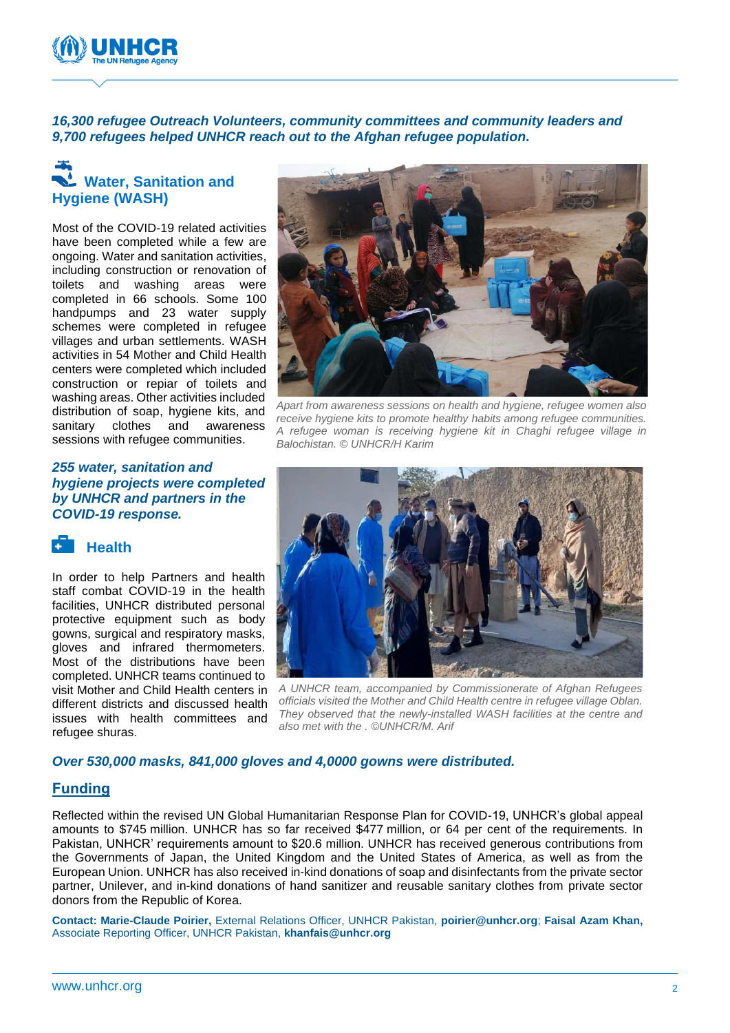***16,300 refugee Outreach Volunteers, community committees and community leaders and 9,700 refugees helped UNHCR reach out to the Afghan refugee population.***

## Water, Sanitation and Hygiene (WASH)

Most of the COVID-19 related activities have been completed while a few are ongoing. Water and sanitation activities, including construction or renovation of toilets and washing areas were completed in 66 schools. Some 100 handpumps and 23 water supply schemes were completed in refugee villages and urban settlements. WASH activities in 54 Mother and Child Health centers were completed which included construction or repair of toilets and washing areas. Other activities included distribution of soap, hygiene kits, and sanitary clothes and awareness sessions with refugee communities.

*Apart from awareness sessions on health and hygiene, refugee women also receive hygiene kits to promote healthy habits among refugee communities. A refugee woman is receiving hygiene kit in Chaghi refugee village in Balochistan. © UNHCR/H Karim*

***255 water, sanitation and hygiene projects were completed by UNHCR and partners in the COVID-19 response.***

## Health

In order to help Partners and health staff combat COVID-19 in the health facilities, UNHCR distributed personal protective equipment such as body gowns, surgical and respiratory masks, gloves and infrared thermometers. Most of the distributions have been completed. UNHCR teams continued to visit Mother and Child Health centers in different districts and discussed health issues with health committees and refugee shuras.

*A UNHCR team, accompanied by Commissionerate of Afghan Refugees officials visited the Mother and Child Health centre in refugee village Oblan. They observed that the newly-installed WASH facilities at the centre and also met with the . ©UNHCR/M. Arif*

***Over 530,000 masks, 841,000 gloves and 4,0000 gowns were distributed.***

## Funding

Reflected within the revised UN Global Humanitarian Response Plan for COVID-19, UNHCR's global appeal amounts to $745 million. UNHCR has so far received $477 million, or 64 per cent of the requirements. In Pakistan, UNHCR' requirements amount to $20.6 million. UNHCR has received generous contributions from the Governments of Japan, the United Kingdom and the United States of America, as well as from the European Union. UNHCR has also received in-kind donations of soap and disinfectants from the private sector partner, Unilever, and in-kind donations of hand sanitizer and reusable sanitary clothes from private sector donors from the Republic of Korea.

**Contact: Marie-Claude Poirier,** External Relations Officer, UNHCR Pakistan, **poirier@unhcr.org**; **Faisal Azam Khan,** Associate Reporting Officer, UNHCR Pakistan, **khanfais@unhcr.org**